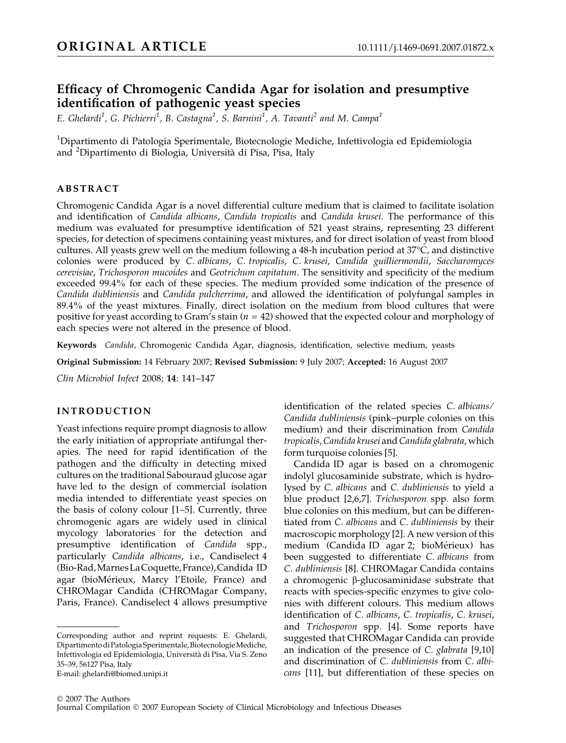ORIGINAL ARTICLE

10.1111/j.1469-0691.2007.01872.x

# Efficacy of Chromogenic Candida Agar for isolation and presumptive identification of pathogenic yeast species

E. Ghelardi[1], G. Pichierri[1], B. Castagna[1], S. Barnini[1], A. Tavanti[2] and M. Campa[1]

[1]Dipartimento di Patologia Sperimentale, Biotecnologie Mediche, Infettivologia ed Epidemiologia and [2]Dipartimento di Biologia, Università di Pisa, Pisa, Italy

## ABSTRACT

Chromogenic Candida Agar is a novel differential culture medium that is claimed to facilitate isolation and identification of *Candida albicans*, *Candida tropicalis* and *Candida krusei*. The performance of this medium was evaluated for presumptive identification of 521 yeast strains, representing 23 different species, for detection of specimens containing yeast mixtures, and for direct isolation of yeast from blood cultures. All yeasts grew well on the medium following a 48-h incubation period at 37°C, and distinctive colonies were produced by *C. albicans*, *C. tropicalis*, *C. krusei*, *Candida guilliermondii*, *Saccharomyces cerevisiae*, *Trichosporon mucoides* and *Geotrichum capitatum*. The sensitivity and specificity of the medium exceeded 99.4% for each of these species. The medium provided some indication of the presence of *Candida dubliniensis* and *Candida pulcherrima*, and allowed the identification of polyfungal samples in 89.4% of the yeast mixtures. Finally, direct isolation on the medium from blood cultures that were positive for yeast according to Gram's stain ($n = 42$) showed that the expected colour and morphology of each species were not altered in the presence of blood.

**Keywords** *Candida*, Chromogenic Candida Agar, diagnosis, identification, selective medium, yeasts

**Original Submission:** 14 February 2007; **Revised Submission:** 9 July 2007; **Accepted:** 16 August 2007

*Clin Microbiol Infect* 2008; **14**: 141–147

## INTRODUCTION

Yeast infections require prompt diagnosis to allow the early initiation of appropriate antifungal therapies. The need for rapid identification of the pathogen and the difficulty in detecting mixed cultures on the traditional Sabouraud glucose agar have led to the design of commercial isolation media intended to differentiate yeast species on the basis of colony colour [1–5]. Currently, three chromogenic agars are widely used in clinical mycology laboratories for the detection and presumptive identification of *Candida* spp., particularly *Candida albicans*, i.e., Candiselect 4 (Bio-Rad, Marnes La Coquette, France), Candida ID agar (bioMérieux, Marcy l'Etoile, France) and CHROMagar Candida (CHROMagar Company, Paris, France). Candiselect 4 allows presumptive identification of the related species *C. albicans/ Candida dubliniensis* (pink–purple colonies on this medium) and their discrimination from *Candida tropicalis*, *Candida krusei* and *Candida glabrata*, which form turquoise colonies [5].

Candida ID agar is based on a chromogenic indolyl glucosaminide substrate, which is hydrolysed by *C. albicans* and *C. dubliniensis* to yield a blue product [2,6,7]. *Trichosporon* spp. also form blue colonies on this medium, but can be differentiated from *C. albicans* and *C. dubliniensis* by their macroscopic morphology [2]. A new version of this medium (Candida ID agar 2; bioMérieux) has been suggested to differentiate *C. albicans* from *C. dubliniensis* [8]. CHROMagar Candida contains a chromogenic β-glucosaminidase substrate that reacts with species-specific enzymes to give colonies with different colours. This medium allows identification of *C. albicans*, *C. tropicalis*, *C. krusei*, and *Trichosporon* spp. [4]. Some reports have suggested that CHROMagar Candida can provide an indication of the presence of *C. glabrata* [9,10] and discrimination of *C. dubliniensis* from *C. albicans* [11], but differentiation of these species on

Corresponding author and reprint requests: E. Ghelardi, Dipartimento di Patologia Sperimentale, Biotecnologie Mediche, Infettivologia ed Epidemiologia, Università di Pisa, Via S. Zeno 35–39, 56127 Pisa, Italy
E-mail: ghelardi@biomed.unipi.it

© 2007 The Authors
Journal Compilation © 2007 European Society of Clinical Microbiology and Infectious Diseases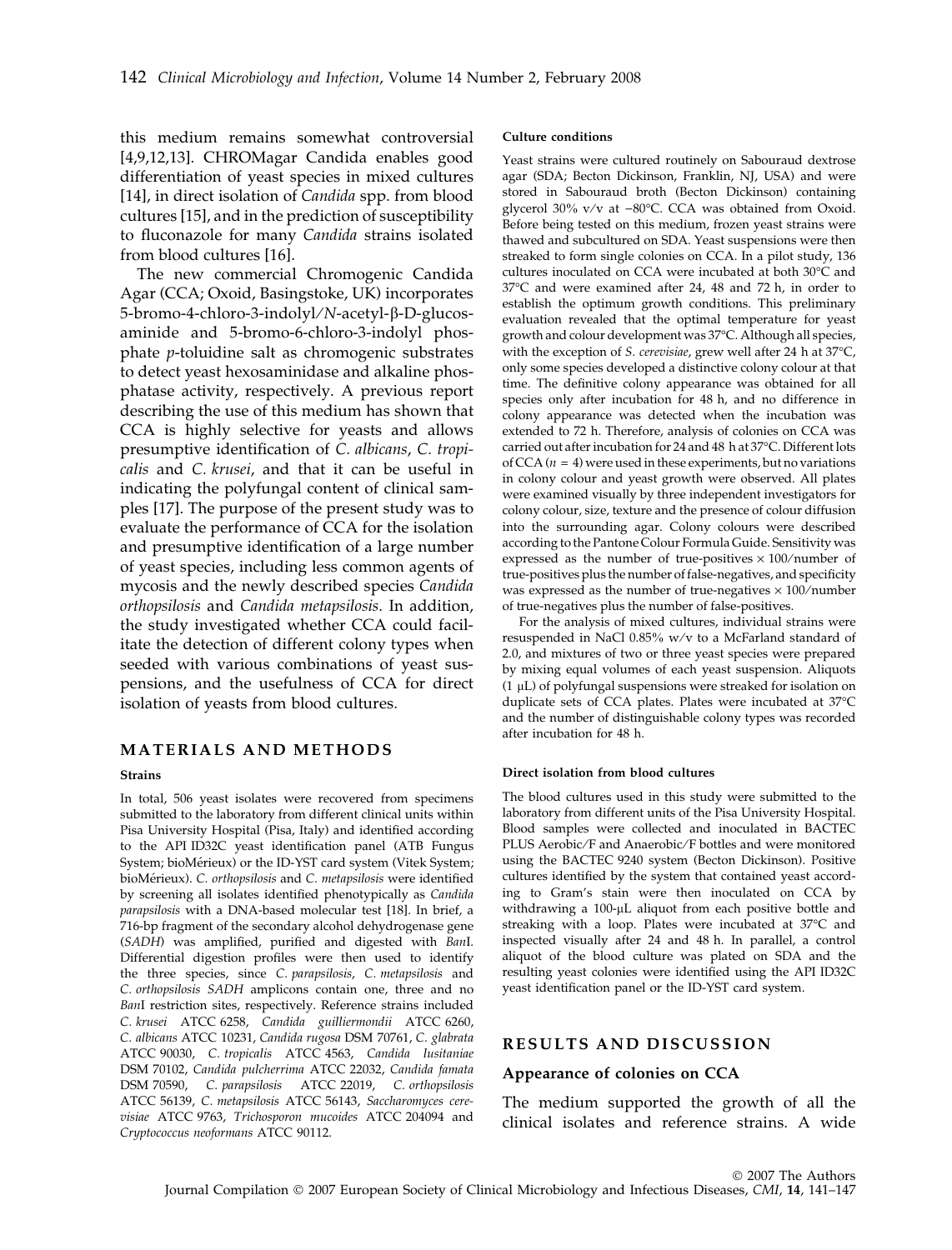this medium remains somewhat controversial [4,9,12,13]. CHROMagar Candida enables good differentiation of yeast species in mixed cultures [14], in direct isolation of *Candida* spp. from blood cultures [15], and in the prediction of susceptibility to fluconazole for many *Candida* strains isolated from blood cultures [16].

The new commercial Chromogenic Candida Agar (CCA; Oxoid, Basingstoke, UK) incorporates 5-bromo-4-chloro-3-indolyl/*N*-acetyl-β-D-glucosaminide and 5-bromo-6-chloro-3-indolyl phosphate *p*-toluidine salt as chromogenic substrates to detect yeast hexosaminidase and alkaline phosphatase activity, respectively. A previous report describing the use of this medium has shown that CCA is highly selective for yeasts and allows presumptive identification of *C. albicans*, *C. tropicalis* and *C. krusei*, and that it can be useful in indicating the polyfungal content of clinical samples [17]. The purpose of the present study was to evaluate the performance of CCA for the isolation and presumptive identification of a large number of yeast species, including less common agents of mycosis and the newly described species *Candida orthopsilosis* and *Candida metapsilosis*. In addition, the study investigated whether CCA could facilitate the detection of different colony types when seeded with various combinations of yeast suspensions, and the usefulness of CCA for direct isolation of yeasts from blood cultures.

## MATERIALS AND METHODS

### Strains

In total, 506 yeast isolates were recovered from specimens submitted to the laboratory from different clinical units within Pisa University Hospital (Pisa, Italy) and identified according to the API ID32C yeast identification panel (ATB Fungus System; bioMérieux) or the ID-YST card system (Vitek System; bioMérieux). *C. orthopsilosis* and *C. metapsilosis* were identified by screening all isolates identified phenotypically as *Candida parapsilosis* with a DNA-based molecular test [18]. In brief, a 716-bp fragment of the secondary alcohol dehydrogenase gene (*SADH*) was amplified, purified and digested with *Ban*I. Differential digestion profiles were then used to identify the three species, since *C. parapsilosis*, *C. metapsilosis* and *C. orthopsilosis SADH* amplicons contain one, three and no *Ban*I restriction sites, respectively. Reference strains included *C. krusei* ATCC 6258, *Candida guilliermondii* ATCC 6260, *C. albicans* ATCC 10231, *Candida rugosa* DSM 70761, *C. glabrata* ATCC 90030, *C. tropicalis* ATCC 4563, *Candida lusitaniae* DSM 70102, *Candida pulcherrima* ATCC 22032, *Candida famata* DSM 70590, *C. parapsilosis* ATCC 22019, *C. orthopsilosis* ATCC 56139, *C. metapsilosis* ATCC 56143, *Saccharomyces cerevisiae* ATCC 9763, *Trichosporon mucoides* ATCC 204094 and *Cryptococcus neoformans* ATCC 90112.

### Culture conditions

Yeast strains were cultured routinely on Sabouraud dextrose agar (SDA; Becton Dickinson, Franklin, NJ, USA) and were stored in Sabouraud broth (Becton Dickinson) containing glycerol 30% v/v at −80°C. CCA was obtained from Oxoid. Before being tested on this medium, frozen yeast strains were thawed and subcultured on SDA. Yeast suspensions were then streaked to form single colonies on CCA. In a pilot study, 136 cultures inoculated on CCA were incubated at both 30°C and 37°C and were examined after 24, 48 and 72 h, in order to establish the optimum growth conditions. This preliminary evaluation revealed that the optimal temperature for yeast growth and colour development was 37°C. Although all species, with the exception of *S. cerevisiae*, grew well after 24 h at 37°C, only some species developed a distinctive colony colour at that time. The definitive colony appearance was obtained for all species only after incubation for 48 h, and no difference in colony appearance was detected when the incubation was extended to 72 h. Therefore, analysis of colonies on CCA was carried out after incubation for 24 and 48 h at 37°C. Different lots of CCA ($n = 4$) were used in these experiments, but no variations in colony colour and yeast growth were observed. All plates were examined visually by three independent investigators for colony colour, size, texture and the presence of colour diffusion into the surrounding agar. Colony colours were described according to the Pantone Colour Formula Guide. Sensitivity was expressed as the number of true-positives × 100/number of true-positives plus the number of false-negatives, and specificity was expressed as the number of true-negatives × 100/number of true-negatives plus the number of false-positives.

For the analysis of mixed cultures, individual strains were resuspended in NaCl 0.85% w/v to a McFarland standard of 2.0, and mixtures of two or three yeast species were prepared by mixing equal volumes of each yeast suspension. Aliquots (1 μL) of polyfungal suspensions were streaked for isolation on duplicate sets of CCA plates. Plates were incubated at 37°C and the number of distinguishable colony types was recorded after incubation for 48 h.

### Direct isolation from blood cultures

The blood cultures used in this study were submitted to the laboratory from different units of the Pisa University Hospital. Blood samples were collected and inoculated in BACTEC PLUS Aerobic/F and Anaerobic/F bottles and were monitored using the BACTEC 9240 system (Becton Dickinson). Positive cultures identified by the system that contained yeast according to Gram's stain were then inoculated on CCA by withdrawing a 100-μL aliquot from each positive bottle and streaking with a loop. Plates were incubated at 37°C and inspected visually after 24 and 48 h. In parallel, a control aliquot of the blood culture was plated on SDA and the resulting yeast colonies were identified using the API ID32C yeast identification panel or the ID-YST card system.

## RESULTS AND DISCUSSION

### Appearance of colonies on CCA

The medium supported the growth of all the clinical isolates and reference strains. A wide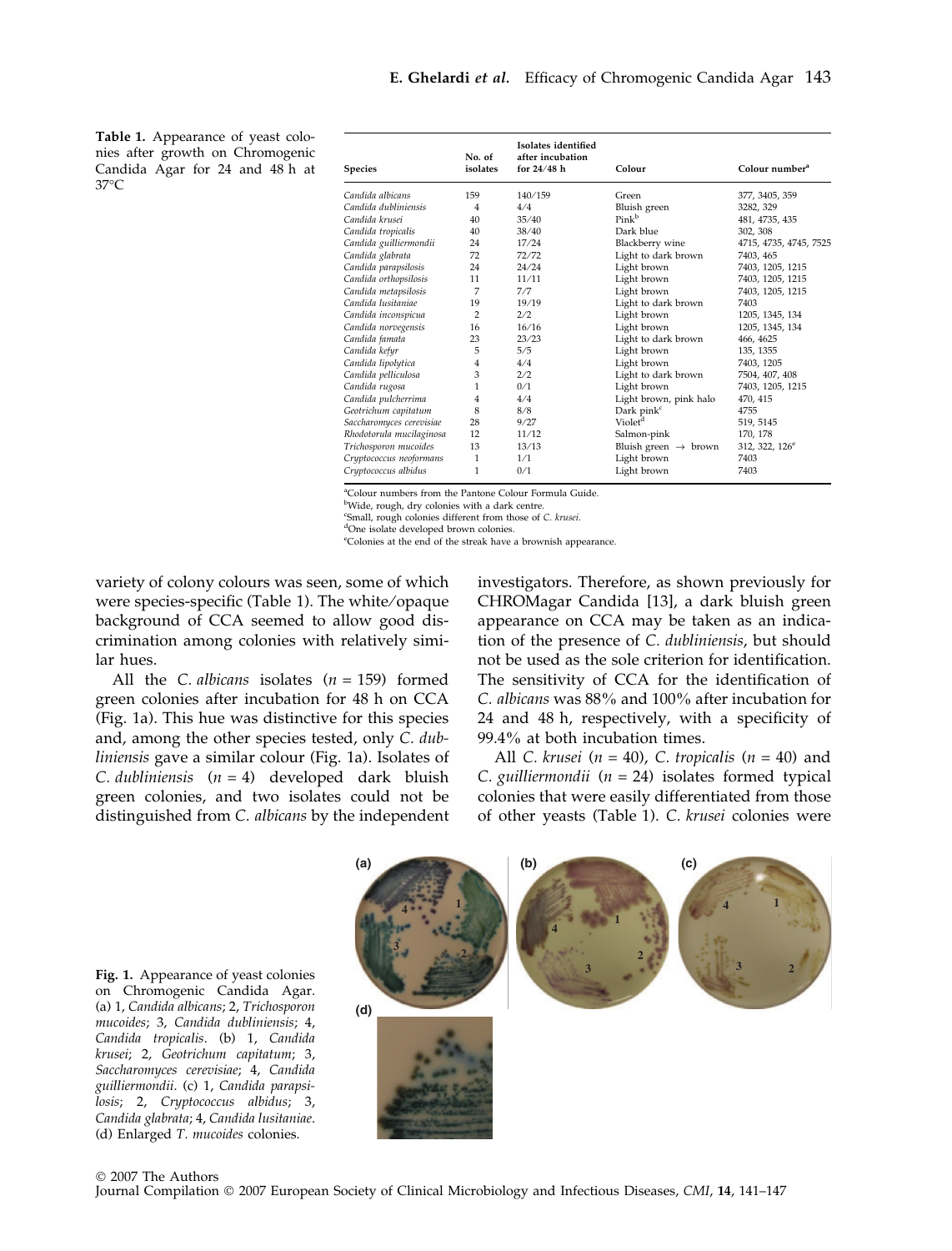**Table 1.** Appearance of yeast colonies after growth on Chromogenic Candida Agar for 24 and 48 h at 37°C

| Species | No. of isolates | Isolates identified after incubation for 24/48 h | Colour | Colour number[a] |
|---|---|---|---|---|
| *Candida albicans* | 159 | 140/159 | Green | 377, 3405, 359 |
| *Candida dubliniensis* | 4 | 4/4 | Bluish green | 3282, 329 |
| *Candida krusei* | 40 | 35/40 | Pink[b] | 481, 4735, 435 |
| *Candida tropicalis* | 40 | 38/40 | Dark blue | 302, 308 |
| *Candida guilliermondii* | 24 | 17/24 | Blackberry wine | 4715, 4735, 4745, 7525 |
| *Candida glabrata* | 72 | 72/72 | Light to dark brown | 7403, 465 |
| *Candida parapsilosis* | 24 | 24/24 | Light brown | 7403, 1205, 1215 |
| *Candida orthopsilosis* | 11 | 11/11 | Light brown | 7403, 1205, 1215 |
| *Candida metapsilosis* | 7 | 7/7 | Light brown | 7403, 1205, 1215 |
| *Candida lusitaniae* | 19 | 19/19 | Light to dark brown | 7403 |
| *Candida inconspicua* | 2 | 2/2 | Light brown | 1205, 1345, 134 |
| *Candida norvegensis* | 16 | 16/16 | Light brown | 1205, 1345, 134 |
| *Candida famata* | 23 | 23/23 | Light to dark brown | 466, 4625 |
| *Candida kefyr* | 5 | 5/5 | Light brown | 135, 1355 |
| *Candida lipolytica* | 4 | 4/4 | Light brown | 7403, 1205 |
| *Candida pelliculosa* | 3 | 2/2 | Light to dark brown | 7504, 407, 408 |
| *Candida rugosa* | 1 | 0/1 | Light brown | 7403, 1205, 1215 |
| *Candida pulcherrima* | 4 | 4/4 | Light brown, pink halo | 470, 415 |
| *Geotrichum capitatum* | 8 | 8/8 | Dark pink[c] | 4755 |
| *Saccharomyces cerevisiae* | 28 | 9/27 | Violet[d] | 519, 5145 |
| *Rhodotorula mucilaginosa* | 12 | 11/12 | Salmon-pink | 170, 178 |
| *Trichosporon mucoides* | 13 | 13/13 | Bluish green → brown | 312, 322, 126[e] |
| *Cryptococcus neoformans* | 1 | 1/1 | Light brown | 7403 |
| *Cryptococcus albidus* | 1 | 0/1 | Light brown | 7403 |

[a]Colour numbers from the Pantone Colour Formula Guide.
[b]Wide, rough, dry colonies with a dark centre.
[c]Small, rough colonies different from those of *C. krusei*.
[d]One isolate developed brown colonies.
[e]Colonies at the end of the streak have a brownish appearance.

variety of colony colours was seen, some of which were species-specific (Table 1). The white/opaque background of CCA seemed to allow good discrimination among colonies with relatively similar hues.

All the *C. albicans* isolates ($n = 159$) formed green colonies after incubation for 48 h on CCA (Fig. 1a). This hue was distinctive for this species and, among the other species tested, only *C. dubliniensis* gave a similar colour (Fig. 1a). Isolates of *C. dubliniensis* ($n = 4$) developed dark bluish green colonies, and two isolates could not be distinguished from *C. albicans* by the independent investigators. Therefore, as shown previously for CHROMagar Candida [13], a dark bluish green appearance on CCA may be taken as an indication of the presence of *C. dubliniensis*, but should not be used as the sole criterion for identification. The sensitivity of CCA for the identification of *C. albicans* was 88% and 100% after incubation for 24 and 48 h, respectively, with a specificity of 99.4% at both incubation times.

All *C. krusei* ($n = 40$), *C. tropicalis* ($n = 40$) and *C. guilliermondii* ($n = 24$) isolates formed typical colonies that were easily differentiated from those of other yeasts (Table 1). *C. krusei* colonies were

**Fig. 1.** Appearance of yeast colonies on Chromogenic Candida Agar. (a) 1, *Candida albicans*; 2, *Trichosporon mucoides*; 3, *Candida dubliniensis*; 4, *Candida tropicalis*. (b) 1, *Candida krusei*; 2, *Geotrichum capitatum*; 3, *Saccharomyces cerevisiae*; 4, *Candida guilliermondii*. (c) 1, *Candida parapsilosis*; 2, *Cryptococcus albidus*; 3, *Candida glabrata*; 4, *Candida lusitaniae*. (d) Enlarged *T. mucoides* colonies.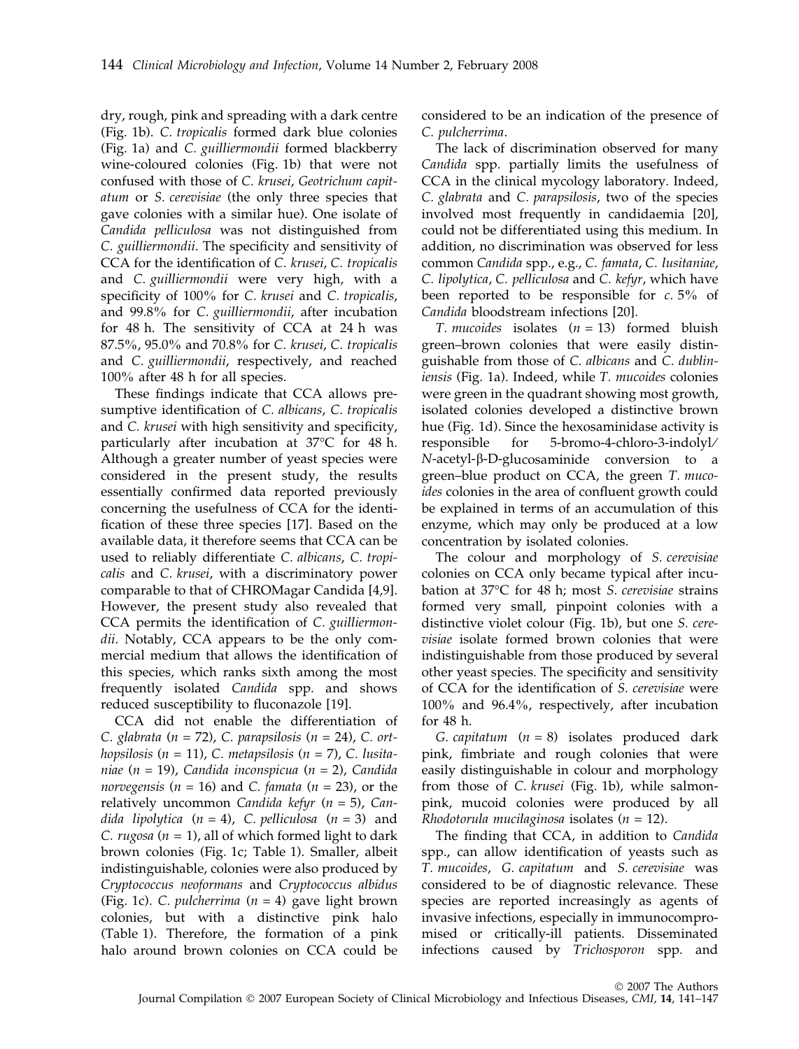dry, rough, pink and spreading with a dark centre (Fig. 1b). *C. tropicalis* formed dark blue colonies (Fig. 1a) and *C. guilliermondii* formed blackberry wine-coloured colonies (Fig. 1b) that were not confused with those of *C. krusei*, *Geotrichum capitatum* or *S. cerevisiae* (the only three species that gave colonies with a similar hue). One isolate of *Candida pelliculosa* was not distinguished from *C. guilliermondii*. The specificity and sensitivity of CCA for the identification of *C. krusei*, *C. tropicalis* and *C. guilliermondii* were very high, with a specificity of 100% for *C. krusei* and *C. tropicalis*, and 99.8% for *C. guilliermondii*, after incubation for 48 h. The sensitivity of CCA at 24 h was 87.5%, 95.0% and 70.8% for *C. krusei*, *C. tropicalis* and *C. guilliermondii*, respectively, and reached 100% after 48 h for all species.

These findings indicate that CCA allows presumptive identification of *C. albicans*, *C. tropicalis* and *C. krusei* with high sensitivity and specificity, particularly after incubation at 37°C for 48 h. Although a greater number of yeast species were considered in the present study, the results essentially confirmed data reported previously concerning the usefulness of CCA for the identification of these three species [17]. Based on the available data, it therefore seems that CCA can be used to reliably differentiate *C. albicans*, *C. tropicalis* and *C. krusei*, with a discriminatory power comparable to that of CHROMagar Candida [4,9]. However, the present study also revealed that CCA permits the identification of *C. guilliermondii*. Notably, CCA appears to be the only commercial medium that allows the identification of this species, which ranks sixth among the most frequently isolated *Candida* spp. and shows reduced susceptibility to fluconazole [19].

CCA did not enable the differentiation of *C. glabrata* (*n* = 72), *C. parapsilosis* (*n* = 24), *C. orthopsilosis* (*n* = 11), *C. metapsilosis* (*n* = 7), *C. lusitaniae* (*n* = 19), *Candida inconspicua* (*n* = 2), *Candida norvegensis* (*n* = 16) and *C. famata* (*n* = 23), or the relatively uncommon *Candida kefyr* (*n* = 5), *Candida lipolytica* (*n* = 4), *C. pelliculosa* (*n* = 3) and *C. rugosa* (*n* = 1), all of which formed light to dark brown colonies (Fig. 1c; Table 1). Smaller, albeit indistinguishable, colonies were also produced by *Cryptococcus neoformans* and *Cryptococcus albidus* (Fig. 1c). *C. pulcherrima* (*n* = 4) gave light brown colonies, but with a distinctive pink halo (Table 1). Therefore, the formation of a pink halo around brown colonies on CCA could be considered to be an indication of the presence of *C. pulcherrima*.

The lack of discrimination observed for many *Candida* spp. partially limits the usefulness of CCA in the clinical mycology laboratory. Indeed, *C. glabrata* and *C. parapsilosis*, two of the species involved most frequently in candidaemia [20], could not be differentiated using this medium. In addition, no discrimination was observed for less common *Candida* spp., e.g., *C. famata*, *C. lusitaniae*, *C. lipolytica*, *C. pelliculosa* and *C. kefyr*, which have been reported to be responsible for *c.* 5% of *Candida* bloodstream infections [20].

*T. mucoides* isolates (*n* = 13) formed bluish green–brown colonies that were easily distinguishable from those of *C. albicans* and *C. dubliniensis* (Fig. 1a). Indeed, while *T. mucoides* colonies were green in the quadrant showing most growth, isolated colonies developed a distinctive brown hue (Fig. 1d). Since the hexosaminidase activity is responsible for 5-bromo-4-chloro-3-indolyl/*N*-acetyl-β-D-glucosaminide conversion to a green–blue product on CCA, the green *T. mucoides* colonies in the area of confluent growth could be explained in terms of an accumulation of this enzyme, which may only be produced at a low concentration by isolated colonies.

The colour and morphology of *S. cerevisiae* colonies on CCA only became typical after incubation at 37°C for 48 h; most *S. cerevisiae* strains formed very small, pinpoint colonies with a distinctive violet colour (Fig. 1b), but one *S. cerevisiae* isolate formed brown colonies that were indistinguishable from those produced by several other yeast species. The specificity and sensitivity of CCA for the identification of *S. cerevisiae* were 100% and 96.4%, respectively, after incubation for 48 h.

*G. capitatum* (*n* = 8) isolates produced dark pink, fimbriate and rough colonies that were easily distinguishable in colour and morphology from those of *C. krusei* (Fig. 1b), while salmon-pink, mucoid colonies were produced by all *Rhodotorula mucilaginosa* isolates (*n* = 12).

The finding that CCA, in addition to *Candida* spp., can allow identification of yeasts such as *T. mucoides*, *G. capitatum* and *S. cerevisiae* was considered to be of diagnostic relevance. These species are reported increasingly as agents of invasive infections, especially in immunocompromised or critically-ill patients. Disseminated infections caused by *Trichosporon* spp. and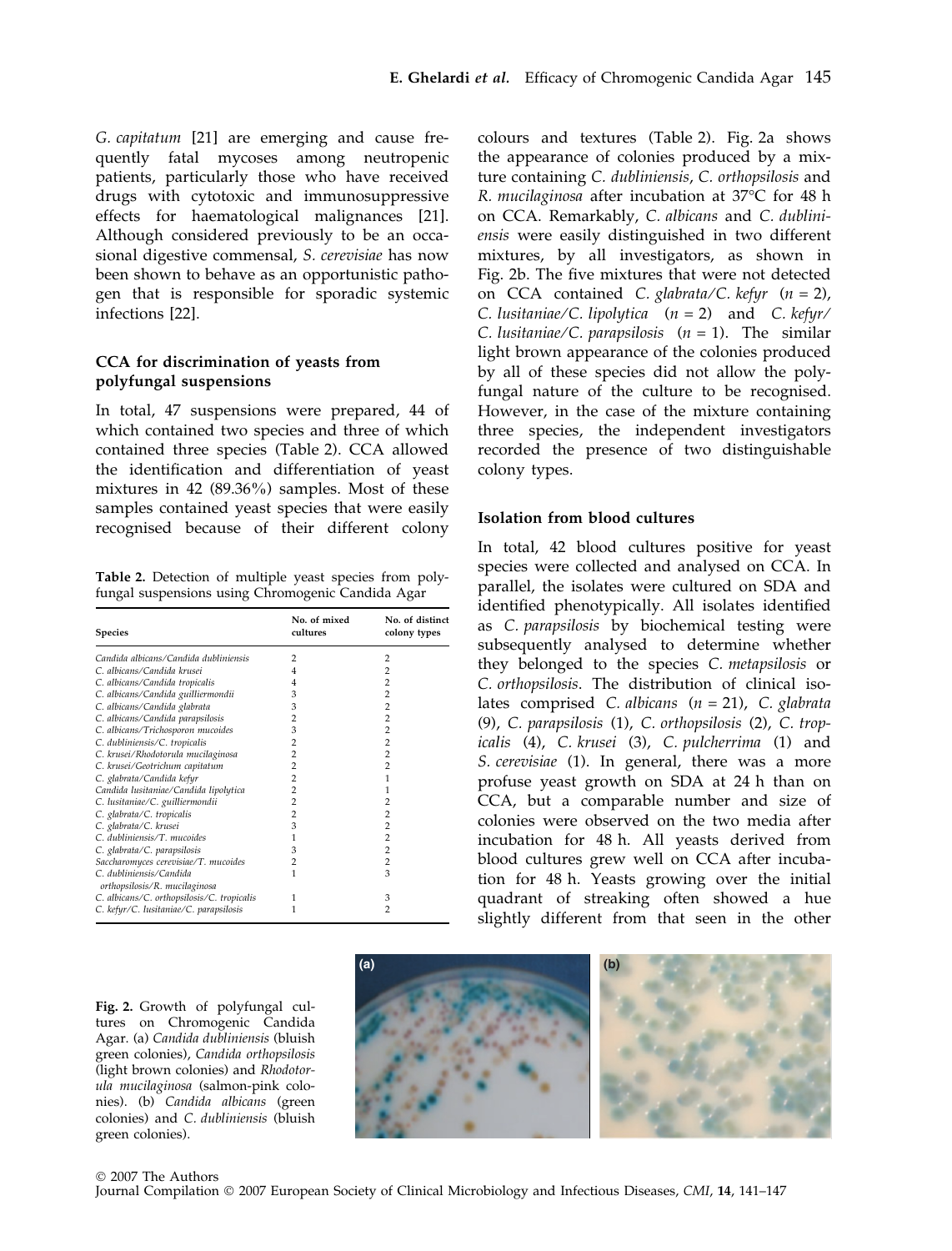*G. capitatum* [21] are emerging and cause frequently fatal mycoses among neutropenic patients, particularly those who have received drugs with cytotoxic and immunosuppressive effects for haematological malignances [21]. Although considered previously to be an occasional digestive commensal, *S. cerevisiae* has now been shown to behave as an opportunistic pathogen that is responsible for sporadic systemic infections [22].

### CCA for discrimination of yeasts from polyfungal suspensions

In total, 47 suspensions were prepared, 44 of which contained two species and three of which contained three species (Table 2). CCA allowed the identification and differentiation of yeast mixtures in 42 (89.36%) samples. Most of these samples contained yeast species that were easily recognised because of their different colony colours and textures (Table 2). Fig. 2a shows the appearance of colonies produced by a mixture containing *C. dubliniensis*, *C. orthopsilosis* and *R. mucilaginosa* after incubation at 37°C for 48 h on CCA. Remarkably, *C. albicans* and *C. dubliniensis* were easily distinguished in two different mixtures, by all investigators, as shown in Fig. 2b. The five mixtures that were not detected on CCA contained *C. glabrata*/*C. kefyr* (*n* = 2), *C. lusitaniae*/*C. lipolytica* (*n* = 2) and *C. kefyr*/*C. lusitaniae*/*C. parapsilosis* (*n* = 1). The similar light brown appearance of the colonies produced by all of these species did not allow the polyfungal nature of the culture to be recognised. However, in the case of the mixture containing three species, the independent investigators recorded the presence of two distinguishable colony types.

**Table 2.** Detection of multiple yeast species from polyfungal suspensions using Chromogenic Candida Agar

| Species | No. of mixed cultures | No. of distinct colony types |
|---|---|---|
| *Candida albicans*/*Candida dubliniensis* | 2 | 2 |
| *C. albicans*/*Candida krusei* | 4 | 2 |
| *C. albicans*/*Candida tropicalis* | 4 | 2 |
| *C. albicans*/*Candida guilliermondii* | 3 | 2 |
| *C. albicans*/*Candida glabrata* | 3 | 2 |
| *C. albicans*/*Candida parapsilosis* | 2 | 2 |
| *C. albicans*/*Trichosporon mucoides* | 3 | 2 |
| *C. dubliniensis*/*C. tropicalis* | 2 | 2 |
| *C. krusei*/*Rhodotorula mucilaginosa* | 2 | 2 |
| *C. krusei*/*Geotrichum capitatum* | 2 | 2 |
| *C. glabrata*/*Candida kefyr* | 2 | 1 |
| *Candida lusitaniae*/*Candida lipolytica* | 2 | 1 |
| *C. lusitaniae*/*C. guilliermondii* | 2 | 2 |
| *C. glabrata*/*C. tropicalis* | 2 | 2 |
| *C. glabrata*/*C. krusei* | 3 | 2 |
| *C. dubliniensis*/*T. mucoides* | 1 | 2 |
| *C. glabrata*/*C. parapsilosis* | 3 | 2 |
| *Saccharomyces cerevisiae*/*T. mucoides* | 2 | 2 |
| *C. dubliniensis*/*Candida orthopsilosis*/*R. mucilaginosa* | 1 | 3 |
| *C. albicans*/*C. orthopsilosis*/*C. tropicalis* | 1 | 3 |
| *C. kefyr*/*C. lusitaniae*/*C. parapsilosis* | 1 | 2 |

### Isolation from blood cultures

In total, 42 blood cultures positive for yeast species were collected and analysed on CCA. In parallel, the isolates were cultured on SDA and identified phenotypically. All isolates identified as *C. parapsilosis* by biochemical testing were subsequently analysed to determine whether they belonged to the species *C. metapsilosis* or *C. orthopsilosis*. The distribution of clinical isolates comprised *C. albicans* (*n* = 21), *C. glabrata* (9), *C. parapsilosis* (1), *C. orthopsilosis* (2), *C. tropicalis* (4), *C. krusei* (3), *C. pulcherrima* (1) and *S. cerevisiae* (1). In general, there was a more profuse yeast growth on SDA at 24 h than on CCA, but a comparable number and size of colonies were observed on the two media after incubation for 48 h. All yeasts derived from blood cultures grew well on CCA after incubation for 48 h. Yeasts growing over the initial quadrant of streaking often showed a hue slightly different from that seen in the other

**Fig. 2.** Growth of polyfungal cultures on Chromogenic Candida Agar. (a) *Candida dubliniensis* (bluish green colonies), *Candida orthopsilosis* (light brown colonies) and *Rhodotorula mucilaginosa* (salmon-pink colonies). (b) *Candida albicans* (green colonies) and *C. dubliniensis* (bluish green colonies).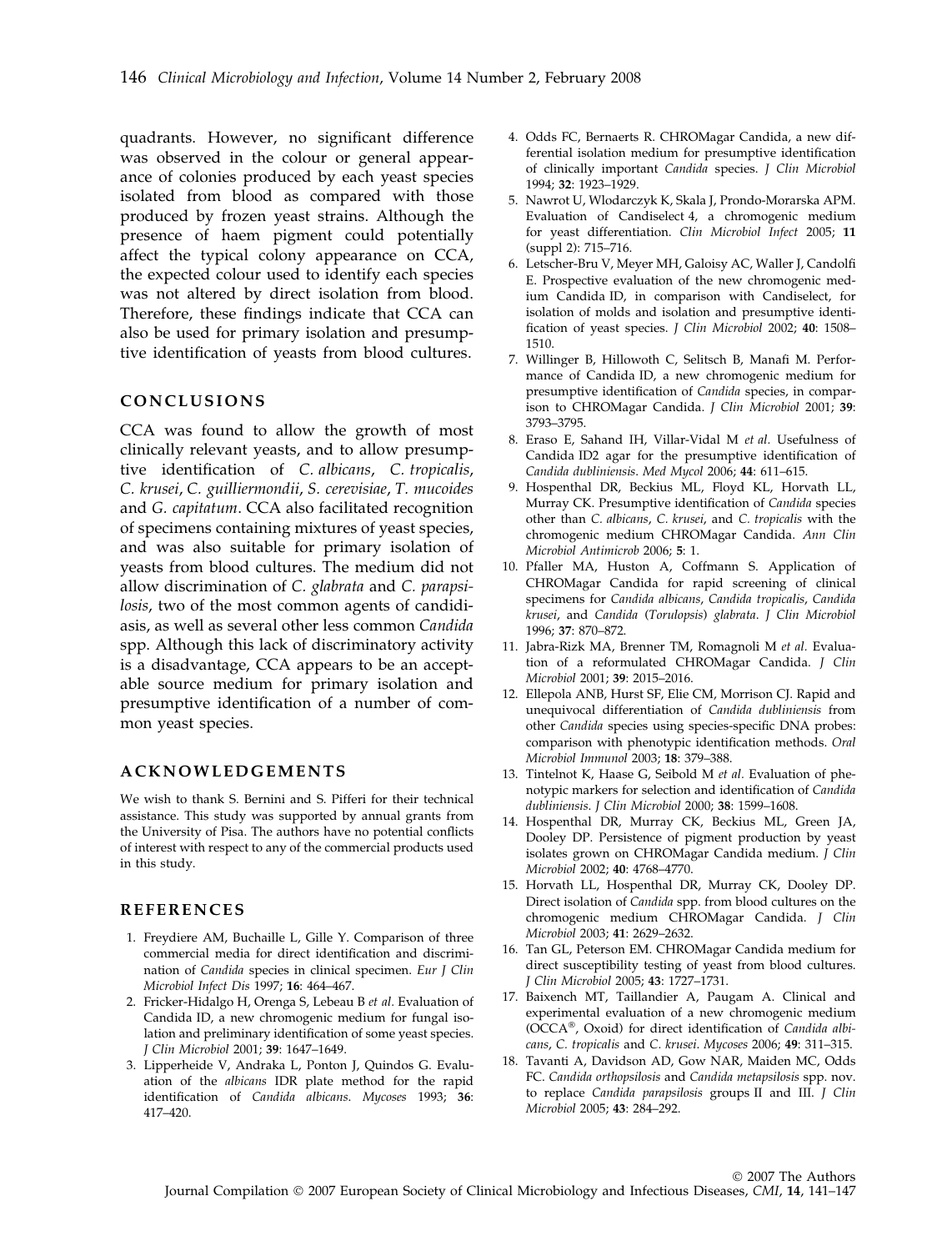quadrants. However, no significant difference was observed in the colour or general appearance of colonies produced by each yeast species isolated from blood as compared with those produced by frozen yeast strains. Although the presence of haem pigment could potentially affect the typical colony appearance on CCA, the expected colour used to identify each species was not altered by direct isolation from blood. Therefore, these findings indicate that CCA can also be used for primary isolation and presumptive identification of yeasts from blood cultures.

## CONCLUSIONS

CCA was found to allow the growth of most clinically relevant yeasts, and to allow presumptive identification of *C. albicans*, *C. tropicalis*, *C. krusei*, *C. guilliermondii*, *S. cerevisiae*, *T. mucoides* and *G. capitatum*. CCA also facilitated recognition of specimens containing mixtures of yeast species, and was also suitable for primary isolation of yeasts from blood cultures. The medium did not allow discrimination of *C. glabrata* and *C. parapsilosis*, two of the most common agents of candidiasis, as well as several other less common *Candida* spp. Although this lack of discriminatory activity is a disadvantage, CCA appears to be an acceptable source medium for primary isolation and presumptive identification of a number of common yeast species.

## ACKNOWLEDGEMENTS

We wish to thank S. Bernini and S. Pifferi for their technical assistance. This study was supported by annual grants from the University of Pisa. The authors have no potential conflicts of interest with respect to any of the commercial products used in this study.

## REFERENCES

1. Freydiere AM, Buchaille L, Gille Y. Comparison of three commercial media for direct identification and discrimination of *Candida* species in clinical specimen. *Eur J Clin Microbiol Infect Dis* 1997; **16**: 464–467.
2. Fricker-Hidalgo H, Orenga S, Lebeau B *et al.* Evaluation of Candida ID, a new chromogenic medium for fungal isolation and preliminary identification of some yeast species. *J Clin Microbiol* 2001; **39**: 1647–1649.
3. Lipperheide V, Andraka L, Ponton J, Quindos G. Evaluation of the *albicans* IDR plate method for the rapid identification of *Candida albicans*. *Mycoses* 1993; **36**: 417–420.
4. Odds FC, Bernaerts R. CHROMagar Candida, a new differential isolation medium for presumptive identification of clinically important *Candida* species. *J Clin Microbiol* 1994; **32**: 1923–1929.
5. Nawrot U, Wlodarczyk K, Skala J, Prondo-Morarska APM. Evaluation of Candiselect 4, a chromogenic medium for yeast differentiation. *Clin Microbiol Infect* 2005; **11** (suppl 2): 715–716.
6. Letscher-Bru V, Meyer MH, Galoisy AC, Waller J, Candolfi E. Prospective evaluation of the new chromogenic medium Candida ID, in comparison with Candiselect, for isolation of molds and isolation and presumptive identification of yeast species. *J Clin Microbiol* 2002; **40**: 1508–1510.
7. Willinger B, Hillowoth C, Selitsch B, Manafi M. Performance of Candida ID, a new chromogenic medium for presumptive identification of *Candida* species, in comparison to CHROMagar Candida. *J Clin Microbiol* 2001; **39**: 3793–3795.
8. Eraso E, Sahand IH, Villar-Vidal M *et al.* Usefulness of Candida ID2 agar for the presumptive identification of *Candida dubliniensis*. *Med Mycol* 2006; **44**: 611–615.
9. Hospenthal DR, Beckius ML, Floyd KL, Horvath LL, Murray CK. Presumptive identification of *Candida* species other than *C. albicans*, *C. krusei*, and *C. tropicalis* with the chromogenic medium CHROMagar Candida. *Ann Clin Microbiol Antimicrob* 2006; **5**: 1.
10. Pfaller MA, Huston A, Coffmann S. Application of CHROMagar Candida for rapid screening of clinical specimens for *Candida albicans*, *Candida tropicalis*, *Candida krusei*, and *Candida* (*Torulopsis*) *glabrata*. *J Clin Microbiol* 1996; **37**: 870–872.
11. Jabra-Rizk MA, Brenner TM, Romagnoli M *et al.* Evaluation of a reformulated CHROMagar Candida. *J Clin Microbiol* 2001; **39**: 2015–2016.
12. Ellepola ANB, Hurst SF, Elie CM, Morrison CJ. Rapid and unequivocal differentiation of *Candida dubliniensis* from other *Candida* species using species-specific DNA probes: comparison with phenotypic identification methods. *Oral Microbiol Immunol* 2003; **18**: 379–388.
13. Tintelnot K, Haase G, Seibold M *et al.* Evaluation of phenotypic markers for selection and identification of *Candida dubliniensis*. *J Clin Microbiol* 2000; **38**: 1599–1608.
14. Hospenthal DR, Murray CK, Beckius ML, Green JA, Dooley DP. Persistence of pigment production by yeast isolates grown on CHROMagar Candida medium. *J Clin Microbiol* 2002; **40**: 4768–4770.
15. Horvath LL, Hospenthal DR, Murray CK, Dooley DP. Direct isolation of *Candida* spp. from blood cultures on the chromogenic medium CHROMagar Candida. *J Clin Microbiol* 2003; **41**: 2629–2632.
16. Tan GL, Peterson EM. CHROMagar Candida medium for direct susceptibility testing of yeast from blood cultures. *J Clin Microbiol* 2005; **43**: 1727–1731.
17. Baixench MT, Taillandier A, Paugam A. Clinical and experimental evaluation of a new chromogenic medium (OCCA®, Oxoid) for direct identification of *Candida albicans*, *C. tropicalis* and *C. krusei*. *Mycoses* 2006; **49**: 311–315.
18. Tavanti A, Davidson AD, Gow NAR, Maiden MC, Odds FC. *Candida orthopsilosis* and *Candida metapsilosis* spp. nov. to replace *Candida parapsilosis* groups II and III. *J Clin Microbiol* 2005; **43**: 284–292.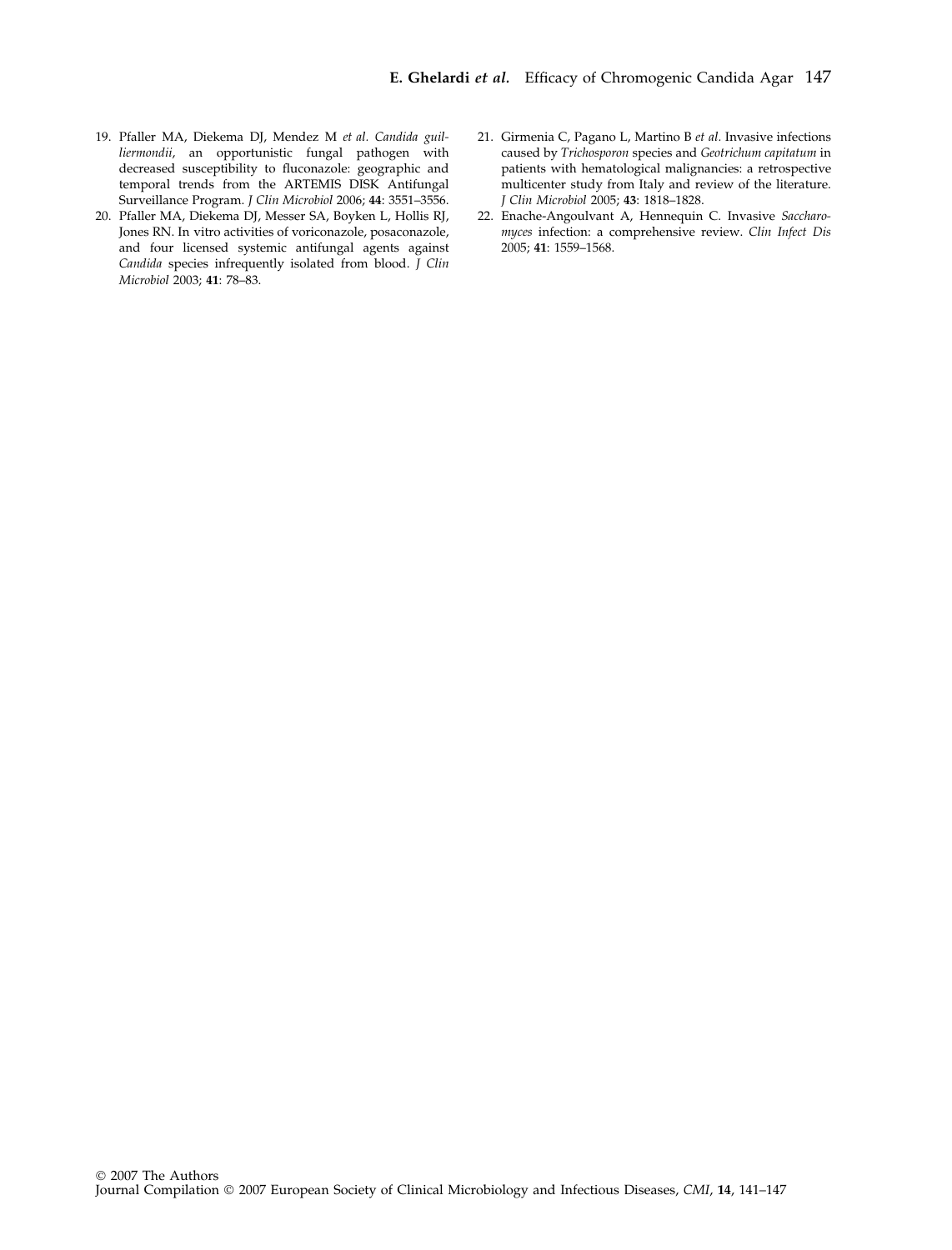19. Pfaller MA, Diekema DJ, Mendez M *et al. Candida guilliermondii*, an opportunistic fungal pathogen with decreased susceptibility to fluconazole: geographic and temporal trends from the ARTEMIS DISK Antifungal Surveillance Program. *J Clin Microbiol* 2006; **44**: 3551–3556.
20. Pfaller MA, Diekema DJ, Messer SA, Boyken L, Hollis RJ, Jones RN. In vitro activities of voriconazole, posaconazole, and four licensed systemic antifungal agents against *Candida* species infrequently isolated from blood. *J Clin Microbiol* 2003; **41**: 78–83.
21. Girmenia C, Pagano L, Martino B *et al.* Invasive infections caused by *Trichosporon* species and *Geotrichum capitatum* in patients with hematological malignancies: a retrospective multicenter study from Italy and review of the literature. *J Clin Microbiol* 2005; **43**: 1818–1828.
22. Enache-Angoulvant A, Hennequin C. Invasive *Saccharomyces* infection: a comprehensive review. *Clin Infect Dis* 2005; **41**: 1559–1568.